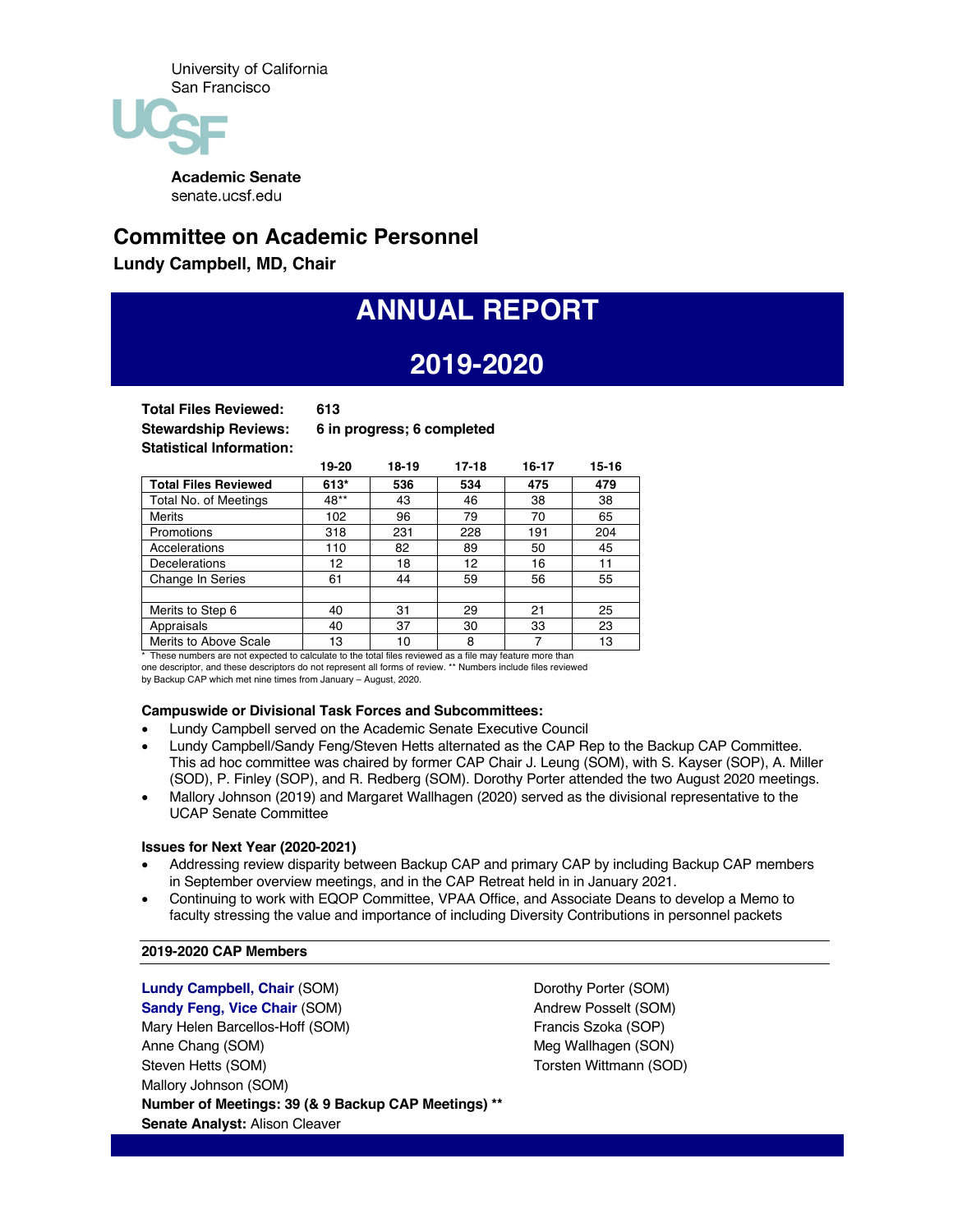University of California
San Francisco

**Academic Senate**
senate.ucsf.edu

## Committee on Academic Personnel

**Lundy Campbell, MD, Chair**

# ANNUAL REPORT

# 2019-2020

**Total Files Reviewed:** **613**
**Stewardship Reviews:** **6 in progress; 6 completed**
**Statistical Information:**

| | 19-20 | 18-19 | 17-18 | 16-17 | 15-16 |
|---|---|---|---|---|---|
| **Total Files Reviewed** | **613*** | **536** | **534** | **475** | **479** |
| Total No. of Meetings | 48** | 43 | 46 | 38 | 38 |
| Merits | 102 | 96 | 79 | 70 | 65 |
| Promotions | 318 | 231 | 228 | 191 | 204 |
| Accelerations | 110 | 82 | 89 | 50 | 45 |
| Decelerations | 12 | 18 | 12 | 16 | 11 |
| Change In Series | 61 | 44 | 59 | 56 | 55 |
| | | | | | |
| Merits to Step 6 | 40 | 31 | 29 | 21 | 25 |
| Appraisals | 40 | 37 | 30 | 33 | 23 |
| Merits to Above Scale | 13 | 10 | 8 | 7 | 13 |

\* These numbers are not expected to calculate to the total files reviewed as a file may feature more than one descriptor, and these descriptors do not represent all forms of review. ** Numbers include files reviewed by Backup CAP which met nine times from January – August, 2020.

**Campuswide or Divisional Task Forces and Subcommittees:**

- Lundy Campbell served on the Academic Senate Executive Council
- Lundy Campbell/Sandy Feng/Steven Hetts alternated as the CAP Rep to the Backup CAP Committee. This ad hoc committee was chaired by former CAP Chair J. Leung (SOM), with S. Kayser (SOP), A. Miller (SOD), P. Finley (SOP), and R. Redberg (SOM). Dorothy Porter attended the two August 2020 meetings.
- Mallory Johnson (2019) and Margaret Wallhagen (2020) served as the divisional representative to the UCAP Senate Committee

**Issues for Next Year (2020-2021)**

- Addressing review disparity between Backup CAP and primary CAP by including Backup CAP members in September overview meetings, and in the CAP Retreat held in in January 2021.
- Continuing to work with EQOP Committee, VPAA Office, and Associate Deans to develop a Memo to faculty stressing the value and importance of including Diversity Contributions in personnel packets

**2019-2020 CAP Members**

**Lundy Campbell, Chair** (SOM)
**Sandy Feng, Vice Chair** (SOM)
Mary Helen Barcellos-Hoff (SOM)
Anne Chang (SOM)
Steven Hetts (SOM)
Mallory Johnson (SOM)
Dorothy Porter (SOM)
Andrew Posselt (SOM)
Francis Szoka (SOP)
Meg Wallhagen (SON)
Torsten Wittmann (SOD)

**Number of Meetings: 39 (& 9 Backup CAP Meetings) ****
**Senate Analyst:** Alison Cleaver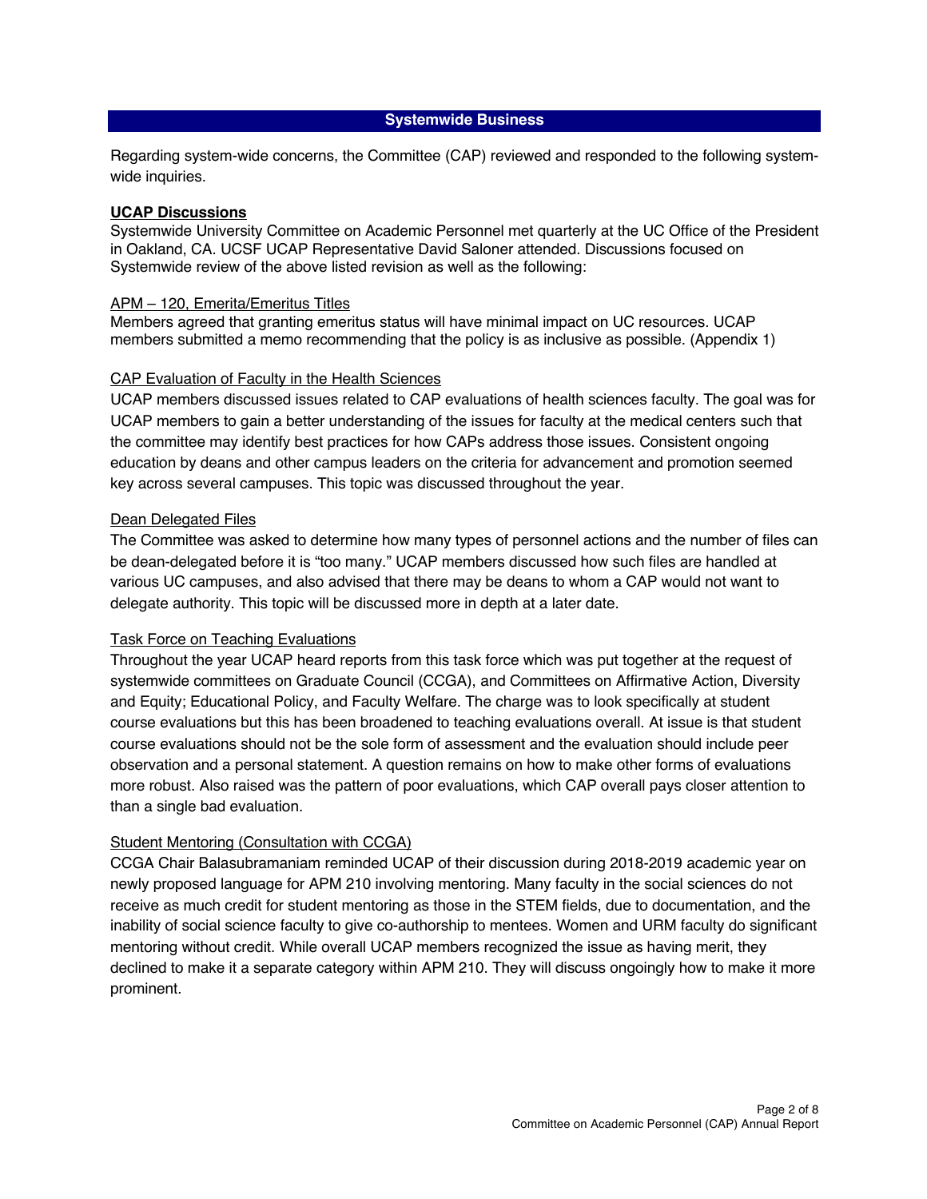## Systemwide Business

Regarding system-wide concerns, the Committee (CAP) reviewed and responded to the following system-wide inquiries.

### UCAP Discussions

Systemwide University Committee on Academic Personnel met quarterly at the UC Office of the President in Oakland, CA. UCSF UCAP Representative David Saloner attended. Discussions focused on Systemwide review of the above listed revision as well as the following:

#### APM – 120, Emerita/Emeritus Titles

Members agreed that granting emeritus status will have minimal impact on UC resources. UCAP members submitted a memo recommending that the policy is as inclusive as possible. (Appendix 1)

#### CAP Evaluation of Faculty in the Health Sciences

UCAP members discussed issues related to CAP evaluations of health sciences faculty. The goal was for UCAP members to gain a better understanding of the issues for faculty at the medical centers such that the committee may identify best practices for how CAPs address those issues. Consistent ongoing education by deans and other campus leaders on the criteria for advancement and promotion seemed key across several campuses. This topic was discussed throughout the year.

#### Dean Delegated Files

The Committee was asked to determine how many types of personnel actions and the number of files can be dean-delegated before it is "too many." UCAP members discussed how such files are handled at various UC campuses, and also advised that there may be deans to whom a CAP would not want to delegate authority. This topic will be discussed more in depth at a later date.

#### Task Force on Teaching Evaluations

Throughout the year UCAP heard reports from this task force which was put together at the request of systemwide committees on Graduate Council (CCGA), and Committees on Affirmative Action, Diversity and Equity; Educational Policy, and Faculty Welfare. The charge was to look specifically at student course evaluations but this has been broadened to teaching evaluations overall. At issue is that student course evaluations should not be the sole form of assessment and the evaluation should include peer observation and a personal statement. A question remains on how to make other forms of evaluations more robust. Also raised was the pattern of poor evaluations, which CAP overall pays closer attention to than a single bad evaluation.

#### Student Mentoring (Consultation with CCGA)

CCGA Chair Balasubramaniam reminded UCAP of their discussion during 2018-2019 academic year on newly proposed language for APM 210 involving mentoring. Many faculty in the social sciences do not receive as much credit for student mentoring as those in the STEM fields, due to documentation, and the inability of social science faculty to give co-authorship to mentees. Women and URM faculty do significant mentoring without credit. While overall UCAP members recognized the issue as having merit, they declined to make it a separate category within APM 210. They will discuss ongoingly how to make it more prominent.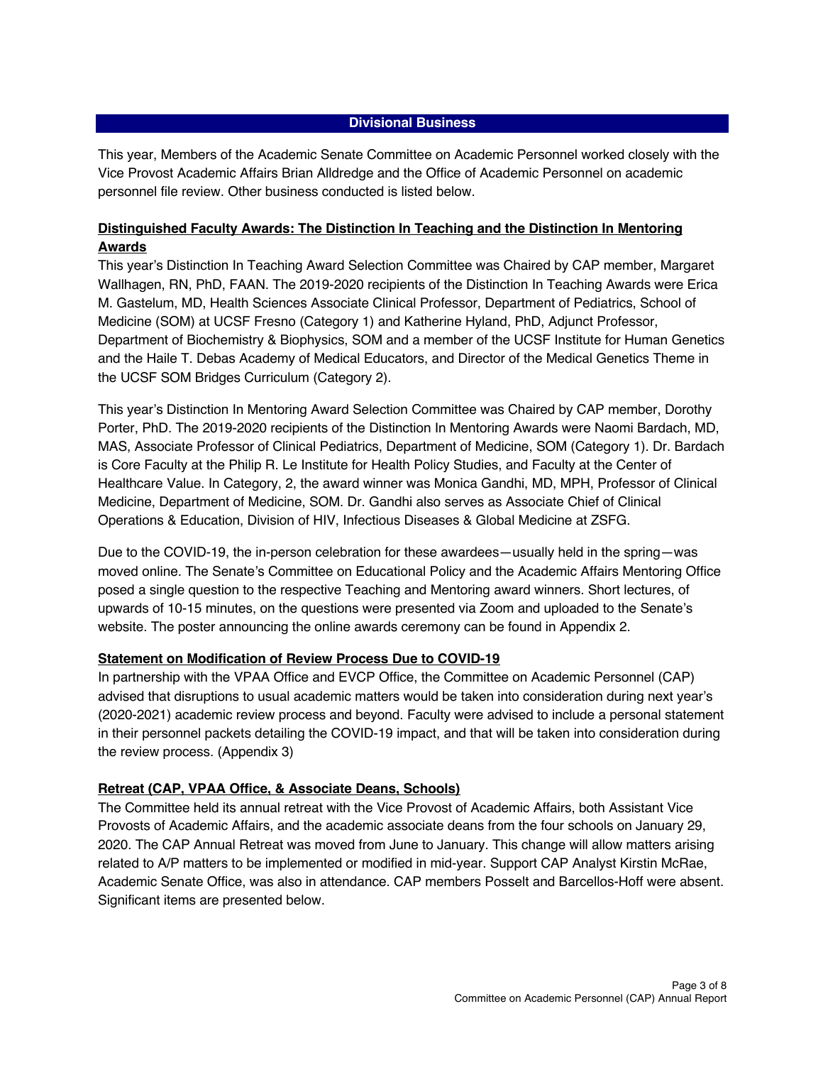## Divisional Business

This year, Members of the Academic Senate Committee on Academic Personnel worked closely with the Vice Provost Academic Affairs Brian Alldredge and the Office of Academic Personnel on academic personnel file review. Other business conducted is listed below.

**Distinguished Faculty Awards: The Distinction In Teaching and the Distinction In Mentoring Awards**

This year's Distinction In Teaching Award Selection Committee was Chaired by CAP member, Margaret Wallhagen, RN, PhD, FAAN. The 2019-2020 recipients of the Distinction In Teaching Awards were Erica M. Gastelum, MD, Health Sciences Associate Clinical Professor, Department of Pediatrics, School of Medicine (SOM) at UCSF Fresno (Category 1) and Katherine Hyland, PhD, Adjunct Professor, Department of Biochemistry & Biophysics, SOM and a member of the UCSF Institute for Human Genetics and the Haile T. Debas Academy of Medical Educators, and Director of the Medical Genetics Theme in the UCSF SOM Bridges Curriculum (Category 2).

This year's Distinction In Mentoring Award Selection Committee was Chaired by CAP member, Dorothy Porter, PhD. The 2019-2020 recipients of the Distinction In Mentoring Awards were Naomi Bardach, MD, MAS, Associate Professor of Clinical Pediatrics, Department of Medicine, SOM (Category 1). Dr. Bardach is Core Faculty at the Philip R. Le Institute for Health Policy Studies, and Faculty at the Center of Healthcare Value. In Category, 2, the award winner was Monica Gandhi, MD, MPH, Professor of Clinical Medicine, Department of Medicine, SOM. Dr. Gandhi also serves as Associate Chief of Clinical Operations & Education, Division of HIV, Infectious Diseases & Global Medicine at ZSFG.

Due to the COVID-19, the in-person celebration for these awardees—usually held in the spring—was moved online. The Senate's Committee on Educational Policy and the Academic Affairs Mentoring Office posed a single question to the respective Teaching and Mentoring award winners. Short lectures, of upwards of 10-15 minutes, on the questions were presented via Zoom and uploaded to the Senate's website. The poster announcing the online awards ceremony can be found in Appendix 2.

**Statement on Modification of Review Process Due to COVID-19**

In partnership with the VPAA Office and EVCP Office, the Committee on Academic Personnel (CAP) advised that disruptions to usual academic matters would be taken into consideration during next year's (2020-2021) academic review process and beyond. Faculty were advised to include a personal statement in their personnel packets detailing the COVID-19 impact, and that will be taken into consideration during the review process. (Appendix 3)

**Retreat (CAP, VPAA Office, & Associate Deans, Schools)**

The Committee held its annual retreat with the Vice Provost of Academic Affairs, both Assistant Vice Provosts of Academic Affairs, and the academic associate deans from the four schools on January 29, 2020. The CAP Annual Retreat was moved from June to January. This change will allow matters arising related to A/P matters to be implemented or modified in mid-year. Support CAP Analyst Kirstin McRae, Academic Senate Office, was also in attendance. CAP members Posselt and Barcellos-Hoff were absent. Significant items are presented below.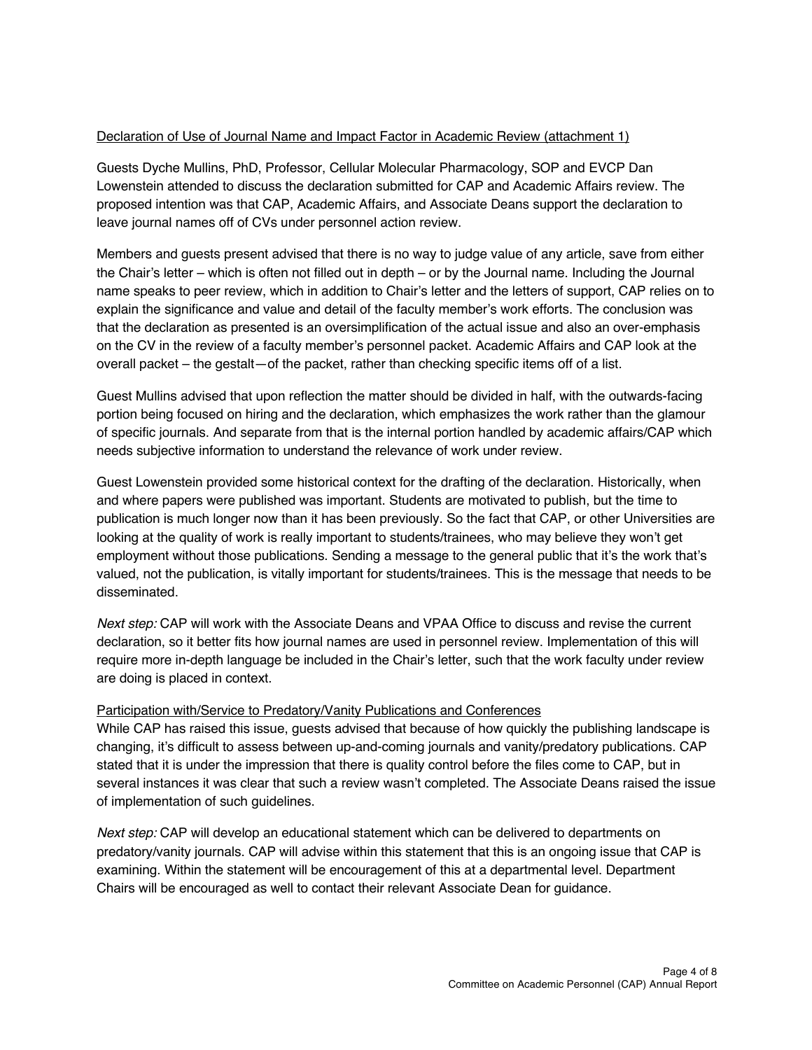<u>Declaration of Use of Journal Name and Impact Factor in Academic Review (attachment 1)</u>

Guests Dyche Mullins, PhD, Professor, Cellular Molecular Pharmacology, SOP and EVCP Dan Lowenstein attended to discuss the declaration submitted for CAP and Academic Affairs review. The proposed intention was that CAP, Academic Affairs, and Associate Deans support the declaration to leave journal names off of CVs under personnel action review.

Members and guests present advised that there is no way to judge value of any article, save from either the Chair's letter – which is often not filled out in depth – or by the Journal name. Including the Journal name speaks to peer review, which in addition to Chair's letter and the letters of support, CAP relies on to explain the significance and value and detail of the faculty member's work efforts. The conclusion was that the declaration as presented is an oversimplification of the actual issue and also an over-emphasis on the CV in the review of a faculty member's personnel packet. Academic Affairs and CAP look at the overall packet – the gestalt—of the packet, rather than checking specific items off of a list.

Guest Mullins advised that upon reflection the matter should be divided in half, with the outwards-facing portion being focused on hiring and the declaration, which emphasizes the work rather than the glamour of specific journals. And separate from that is the internal portion handled by academic affairs/CAP which needs subjective information to understand the relevance of work under review.

Guest Lowenstein provided some historical context for the drafting of the declaration. Historically, when and where papers were published was important. Students are motivated to publish, but the time to publication is much longer now than it has been previously. So the fact that CAP, or other Universities are looking at the quality of work is really important to students/trainees, who may believe they won't get employment without those publications. Sending a message to the general public that it's the work that's valued, not the publication, is vitally important for students/trainees. This is the message that needs to be disseminated.

*Next step:* CAP will work with the Associate Deans and VPAA Office to discuss and revise the current declaration, so it better fits how journal names are used in personnel review. Implementation of this will require more in-depth language be included in the Chair's letter, such that the work faculty under review are doing is placed in context.

<u>Participation with/Service to Predatory/Vanity Publications and Conferences</u>

While CAP has raised this issue, guests advised that because of how quickly the publishing landscape is changing, it's difficult to assess between up-and-coming journals and vanity/predatory publications. CAP stated that it is under the impression that there is quality control before the files come to CAP, but in several instances it was clear that such a review wasn't completed. The Associate Deans raised the issue of implementation of such guidelines.

*Next step:* CAP will develop an educational statement which can be delivered to departments on predatory/vanity journals. CAP will advise within this statement that this is an ongoing issue that CAP is examining. Within the statement will be encouragement of this at a departmental level. Department Chairs will be encouraged as well to contact their relevant Associate Dean for guidance.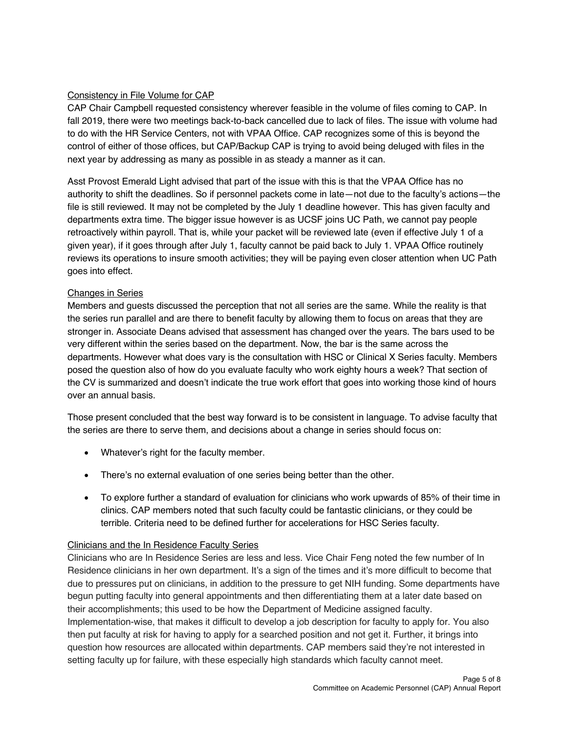Consistency in File Volume for CAP

CAP Chair Campbell requested consistency wherever feasible in the volume of files coming to CAP. In fall 2019, there were two meetings back-to-back cancelled due to lack of files. The issue with volume had to do with the HR Service Centers, not with VPAA Office. CAP recognizes some of this is beyond the control of either of those offices, but CAP/Backup CAP is trying to avoid being deluged with files in the next year by addressing as many as possible in as steady a manner as it can.

Asst Provost Emerald Light advised that part of the issue with this is that the VPAA Office has no authority to shift the deadlines. So if personnel packets come in late—not due to the faculty's actions—the file is still reviewed. It may not be completed by the July 1 deadline however. This has given faculty and departments extra time. The bigger issue however is as UCSF joins UC Path, we cannot pay people retroactively within payroll. That is, while your packet will be reviewed late (even if effective July 1 of a given year), if it goes through after July 1, faculty cannot be paid back to July 1. VPAA Office routinely reviews its operations to insure smooth activities; they will be paying even closer attention when UC Path goes into effect.

Changes in Series

Members and guests discussed the perception that not all series are the same. While the reality is that the series run parallel and are there to benefit faculty by allowing them to focus on areas that they are stronger in. Associate Deans advised that assessment has changed over the years. The bars used to be very different within the series based on the department. Now, the bar is the same across the departments. However what does vary is the consultation with HSC or Clinical X Series faculty. Members posed the question also of how do you evaluate faculty who work eighty hours a week? That section of the CV is summarized and doesn't indicate the true work effort that goes into working those kind of hours over an annual basis.

Those present concluded that the best way forward is to be consistent in language. To advise faculty that the series are there to serve them, and decisions about a change in series should focus on:

- Whatever's right for the faculty member.
- There's no external evaluation of one series being better than the other.
- To explore further a standard of evaluation for clinicians who work upwards of 85% of their time in clinics. CAP members noted that such faculty could be fantastic clinicians, or they could be terrible. Criteria need to be defined further for accelerations for HSC Series faculty.

Clinicians and the In Residence Faculty Series

Clinicians who are In Residence Series are less and less. Vice Chair Feng noted the few number of In Residence clinicians in her own department. It's a sign of the times and it's more difficult to become that due to pressures put on clinicians, in addition to the pressure to get NIH funding. Some departments have begun putting faculty into general appointments and then differentiating them at a later date based on their accomplishments; this used to be how the Department of Medicine assigned faculty. Implementation-wise, that makes it difficult to develop a job description for faculty to apply for. You also then put faculty at risk for having to apply for a searched position and not get it. Further, it brings into question how resources are allocated within departments. CAP members said they're not interested in setting faculty up for failure, with these especially high standards which faculty cannot meet.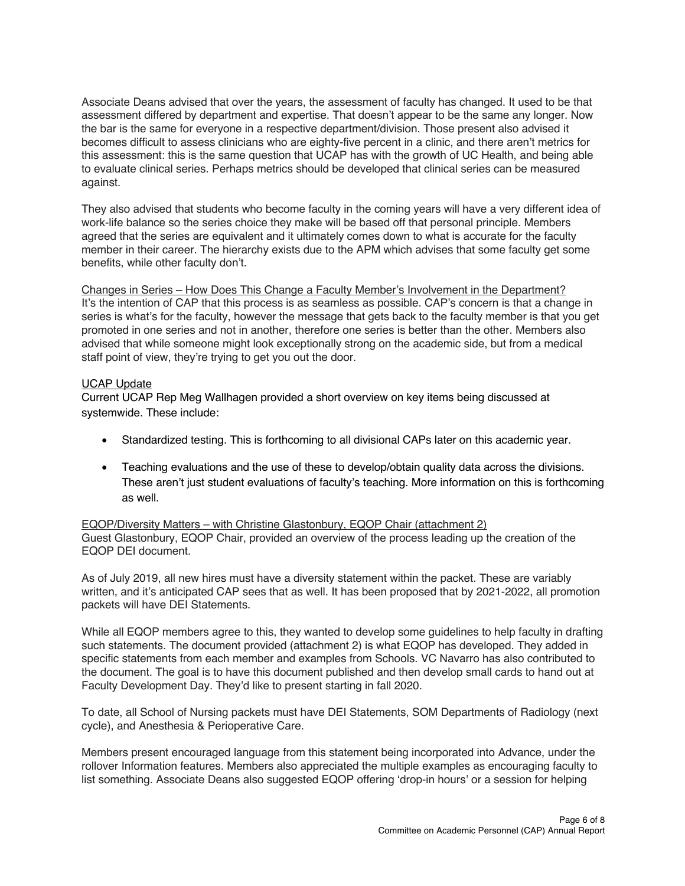Associate Deans advised that over the years, the assessment of faculty has changed. It used to be that assessment differed by department and expertise. That doesn't appear to be the same any longer. Now the bar is the same for everyone in a respective department/division. Those present also advised it becomes difficult to assess clinicians who are eighty-five percent in a clinic, and there aren't metrics for this assessment: this is the same question that UCAP has with the growth of UC Health, and being able to evaluate clinical series. Perhaps metrics should be developed that clinical series can be measured against.

They also advised that students who become faculty in the coming years will have a very different idea of work-life balance so the series choice they make will be based off that personal principle. Members agreed that the series are equivalent and it ultimately comes down to what is accurate for the faculty member in their career. The hierarchy exists due to the APM which advises that some faculty get some benefits, while other faculty don't.

<u>Changes in Series – How Does This Change a Faculty Member's Involvement in the Department?</u>
It's the intention of CAP that this process is as seamless as possible. CAP's concern is that a change in series is what's for the faculty, however the message that gets back to the faculty member is that you get promoted in one series and not in another, therefore one series is better than the other. Members also advised that while someone might look exceptionally strong on the academic side, but from a medical staff point of view, they're trying to get you out the door.

<u>UCAP Update</u>
Current UCAP Rep Meg Wallhagen provided a short overview on key items being discussed at systemwide. These include:

- Standardized testing. This is forthcoming to all divisional CAPs later on this academic year.
- Teaching evaluations and the use of these to develop/obtain quality data across the divisions. These aren't just student evaluations of faculty's teaching. More information on this is forthcoming as well.

<u>EQOP/Diversity Matters – with Christine Glastonbury, EQOP Chair (attachment 2)</u>
Guest Glastonbury, EQOP Chair, provided an overview of the process leading up the creation of the EQOP DEI document.

As of July 2019, all new hires must have a diversity statement within the packet. These are variably written, and it's anticipated CAP sees that as well. It has been proposed that by 2021-2022, all promotion packets will have DEI Statements.

While all EQOP members agree to this, they wanted to develop some guidelines to help faculty in drafting such statements. The document provided (attachment 2) is what EQOP has developed. They added in specific statements from each member and examples from Schools. VC Navarro has also contributed to the document. The goal is to have this document published and then develop small cards to hand out at Faculty Development Day. They'd like to present starting in fall 2020.

To date, all School of Nursing packets must have DEI Statements, SOM Departments of Radiology (next cycle), and Anesthesia & Perioperative Care.

Members present encouraged language from this statement being incorporated into Advance, under the rollover Information features. Members also appreciated the multiple examples as encouraging faculty to list something. Associate Deans also suggested EQOP offering 'drop-in hours' or a session for helping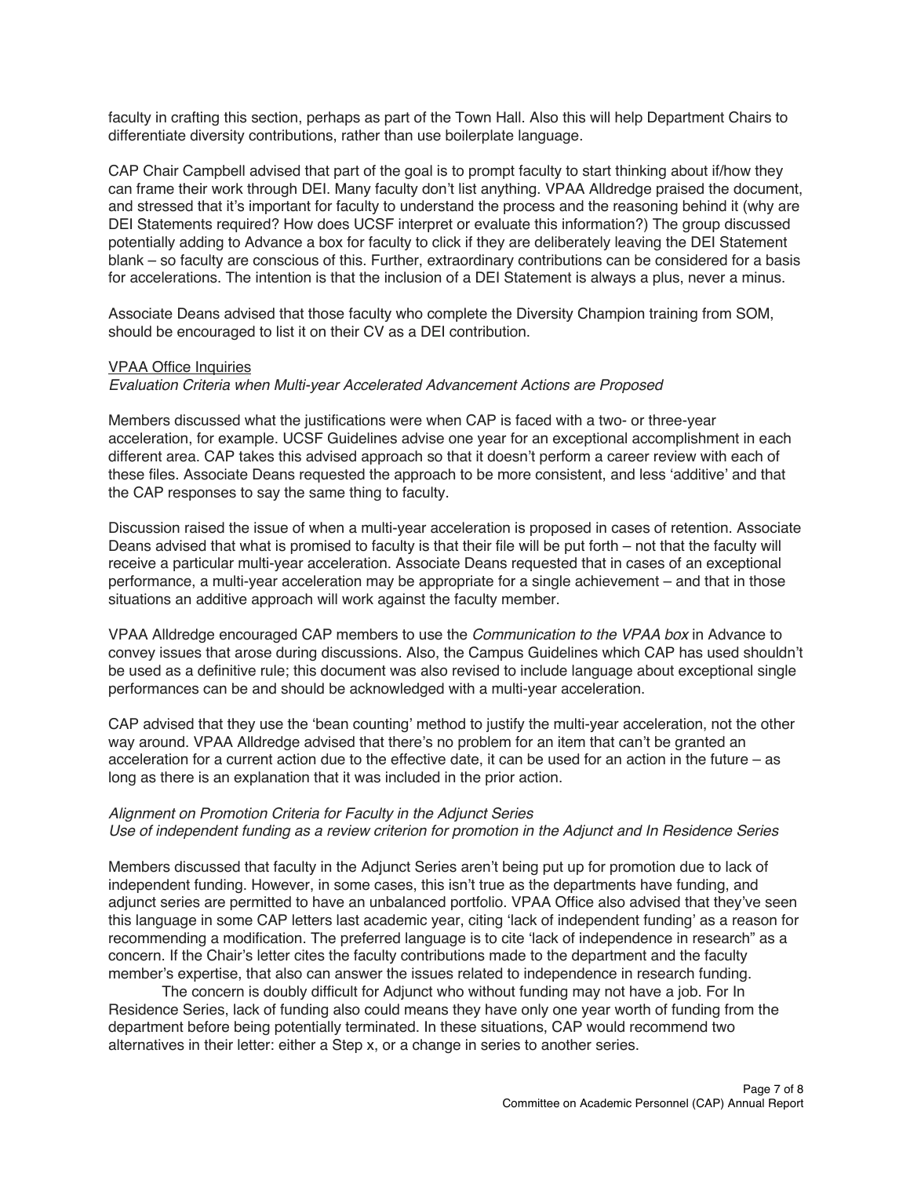faculty in crafting this section, perhaps as part of the Town Hall. Also this will help Department Chairs to differentiate diversity contributions, rather than use boilerplate language.

CAP Chair Campbell advised that part of the goal is to prompt faculty to start thinking about if/how they can frame their work through DEI. Many faculty don't list anything. VPAA Alldredge praised the document, and stressed that it's important for faculty to understand the process and the reasoning behind it (why are DEI Statements required? How does UCSF interpret or evaluate this information?) The group discussed potentially adding to Advance a box for faculty to click if they are deliberately leaving the DEI Statement blank – so faculty are conscious of this. Further, extraordinary contributions can be considered for a basis for accelerations. The intention is that the inclusion of a DEI Statement is always a plus, never a minus.

Associate Deans advised that those faculty who complete the Diversity Champion training from SOM, should be encouraged to list it on their CV as a DEI contribution.

<u>VPAA Office Inquiries</u>

*Evaluation Criteria when Multi-year Accelerated Advancement Actions are Proposed*

Members discussed what the justifications were when CAP is faced with a two- or three-year acceleration, for example. UCSF Guidelines advise one year for an exceptional accomplishment in each different area. CAP takes this advised approach so that it doesn't perform a career review with each of these files. Associate Deans requested the approach to be more consistent, and less 'additive' and that the CAP responses to say the same thing to faculty.

Discussion raised the issue of when a multi-year acceleration is proposed in cases of retention. Associate Deans advised that what is promised to faculty is that their file will be put forth – not that the faculty will receive a particular multi-year acceleration. Associate Deans requested that in cases of an exceptional performance, a multi-year acceleration may be appropriate for a single achievement – and that in those situations an additive approach will work against the faculty member.

VPAA Alldredge encouraged CAP members to use the *Communication to the VPAA box* in Advance to convey issues that arose during discussions. Also, the Campus Guidelines which CAP has used shouldn't be used as a definitive rule; this document was also revised to include language about exceptional single performances can be and should be acknowledged with a multi-year acceleration.

CAP advised that they use the 'bean counting' method to justify the multi-year acceleration, not the other way around. VPAA Alldredge advised that there's no problem for an item that can't be granted an acceleration for a current action due to the effective date, it can be used for an action in the future – as long as there is an explanation that it was included in the prior action.

*Alignment on Promotion Criteria for Faculty in the Adjunct Series*

*Use of independent funding as a review criterion for promotion in the Adjunct and In Residence Series*

Members discussed that faculty in the Adjunct Series aren't being put up for promotion due to lack of independent funding. However, in some cases, this isn't true as the departments have funding, and adjunct series are permitted to have an unbalanced portfolio. VPAA Office also advised that they've seen this language in some CAP letters last academic year, citing 'lack of independent funding' as a reason for recommending a modification. The preferred language is to cite 'lack of independence in research" as a concern. If the Chair's letter cites the faculty contributions made to the department and the faculty member's expertise, that also can answer the issues related to independence in research funding.

The concern is doubly difficult for Adjunct who without funding may not have a job. For In Residence Series, lack of funding also could means they have only one year worth of funding from the department before being potentially terminated. In these situations, CAP would recommend two alternatives in their letter: either a Step x, or a change in series to another series.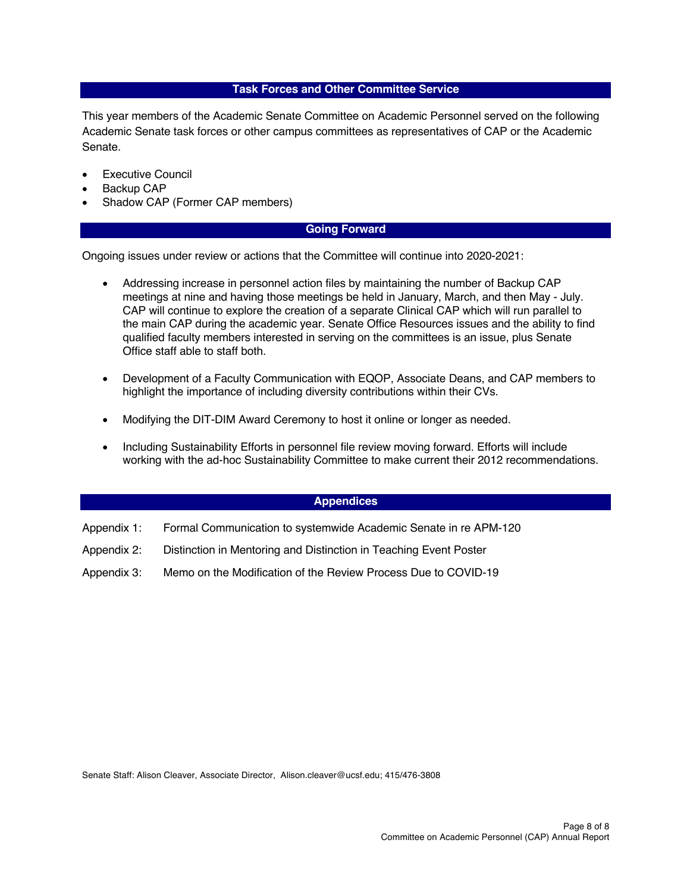## Task Forces and Other Committee Service

This year members of the Academic Senate Committee on Academic Personnel served on the following Academic Senate task forces or other campus committees as representatives of CAP or the Academic Senate.

- Executive Council
- Backup CAP
- Shadow CAP (Former CAP members)

## Going Forward

Ongoing issues under review or actions that the Committee will continue into 2020-2021:

- Addressing increase in personnel action files by maintaining the number of Backup CAP meetings at nine and having those meetings be held in January, March, and then May - July. CAP will continue to explore the creation of a separate Clinical CAP which will run parallel to the main CAP during the academic year. Senate Office Resources issues and the ability to find qualified faculty members interested in serving on the committees is an issue, plus Senate Office staff able to staff both.

- Development of a Faculty Communication with EQOP, Associate Deans, and CAP members to highlight the importance of including diversity contributions within their CVs.

- Modifying the DIT-DIM Award Ceremony to host it online or longer as needed.

- Including Sustainability Efforts in personnel file review moving forward. Efforts will include working with the ad-hoc Sustainability Committee to make current their 2012 recommendations.

## Appendices

Appendix 1: Formal Communication to systemwide Academic Senate in re APM-120

Appendix 2: Distinction in Mentoring and Distinction in Teaching Event Poster

Appendix 3: Memo on the Modification of the Review Process Due to COVID-19

Senate Staff: Alison Cleaver, Associate Director, Alison.cleaver@ucsf.edu; 415/476-3808